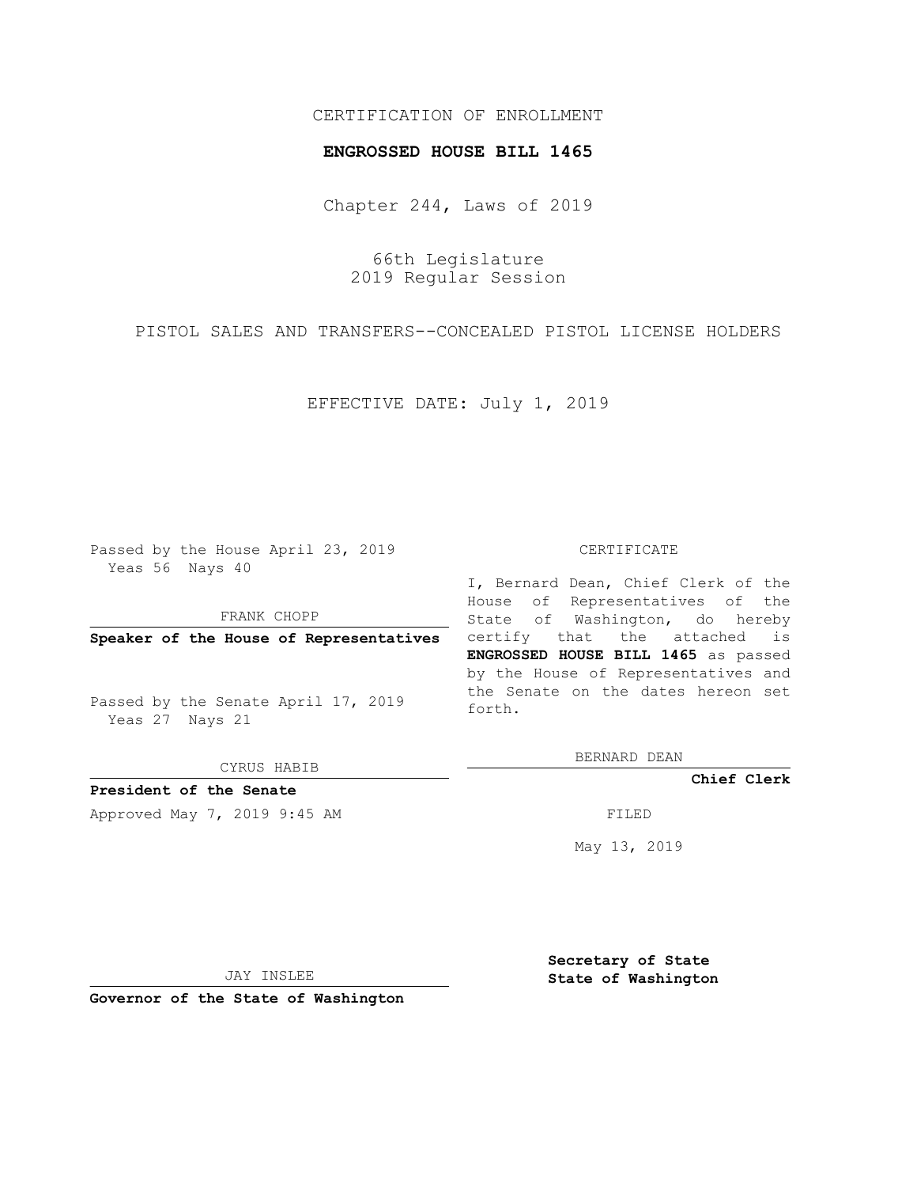CERTIFICATION OF ENROLLMENT

**ENGROSSED HOUSE BILL 1465**

Chapter 244, Laws of 2019

66th Legislature
2019 Regular Session

PISTOL SALES AND TRANSFERS--CONCEALED PISTOL LICENSE HOLDERS

EFFECTIVE DATE: July 1, 2019

Passed by the House April 23, 2019
Yeas 56 Nays 40

FRANK CHOPP

**Speaker of the House of Representatives**

Passed by the Senate April 17, 2019
Yeas 27 Nays 21

CYRUS HABIB

**President of the Senate**

Approved May 7, 2019 9:45 AM

JAY INSLEE

**Governor of the State of Washington**

CERTIFICATE

I, Bernard Dean, Chief Clerk of the House of Representatives of the State of Washington, do hereby certify that the attached is **ENGROSSED HOUSE BILL 1465** as passed by the House of Representatives and the Senate on the dates hereon set forth.

BERNARD DEAN

**Chief Clerk**

FILED

May 13, 2019

**Secretary of State**
**State of Washington**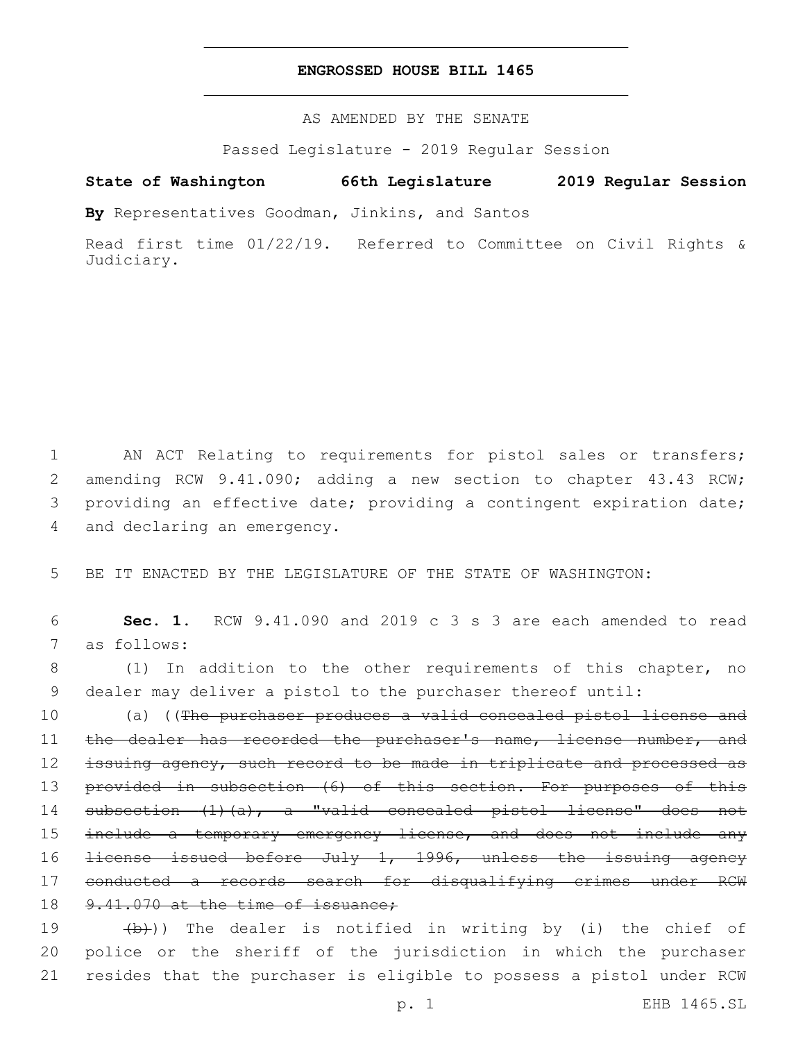# ENGROSSED HOUSE BILL 1465

AS AMENDED BY THE SENATE

Passed Legislature - 2019 Regular Session

**State of Washington 66th Legislature 2019 Regular Session**

**By** Representatives Goodman, Jinkins, and Santos

Read first time 01/22/19. Referred to Committee on Civil Rights & Judiciary.

1 AN ACT Relating to requirements for pistol sales or transfers; 2 amending RCW 9.41.090; adding a new section to chapter 43.43 RCW; 3 providing an effective date; providing a contingent expiration date; 4 and declaring an emergency.

5 BE IT ENACTED BY THE LEGISLATURE OF THE STATE OF WASHINGTON:

6 **Sec. 1.** RCW 9.41.090 and 2019 c 3 s 3 are each amended to read 7 as follows:

8 (1) In addition to the other requirements of this chapter, no 9 dealer may deliver a pistol to the purchaser thereof until:

10 (a) ((~~The purchaser produces a valid concealed pistol license and~~ 11 ~~the dealer has recorded the purchaser's name, license number, and~~ 12 ~~issuing agency, such record to be made in triplicate and processed as~~ 13 ~~provided in subsection (6) of this section. For purposes of this~~ 14 ~~subsection (1)(a), a "valid concealed pistol license" does not~~ 15 ~~include a temporary emergency license, and does not include any~~ 16 ~~license issued before July 1, 1996, unless the issuing agency~~ 17 ~~conducted a records search for disqualifying crimes under RCW~~ 18 ~~9.41.070 at the time of issuance;~~

19 ~~(b)~~)) The dealer is notified in writing by (i) the chief of 20 police or the sheriff of the jurisdiction in which the purchaser 21 resides that the purchaser is eligible to possess a pistol under RCW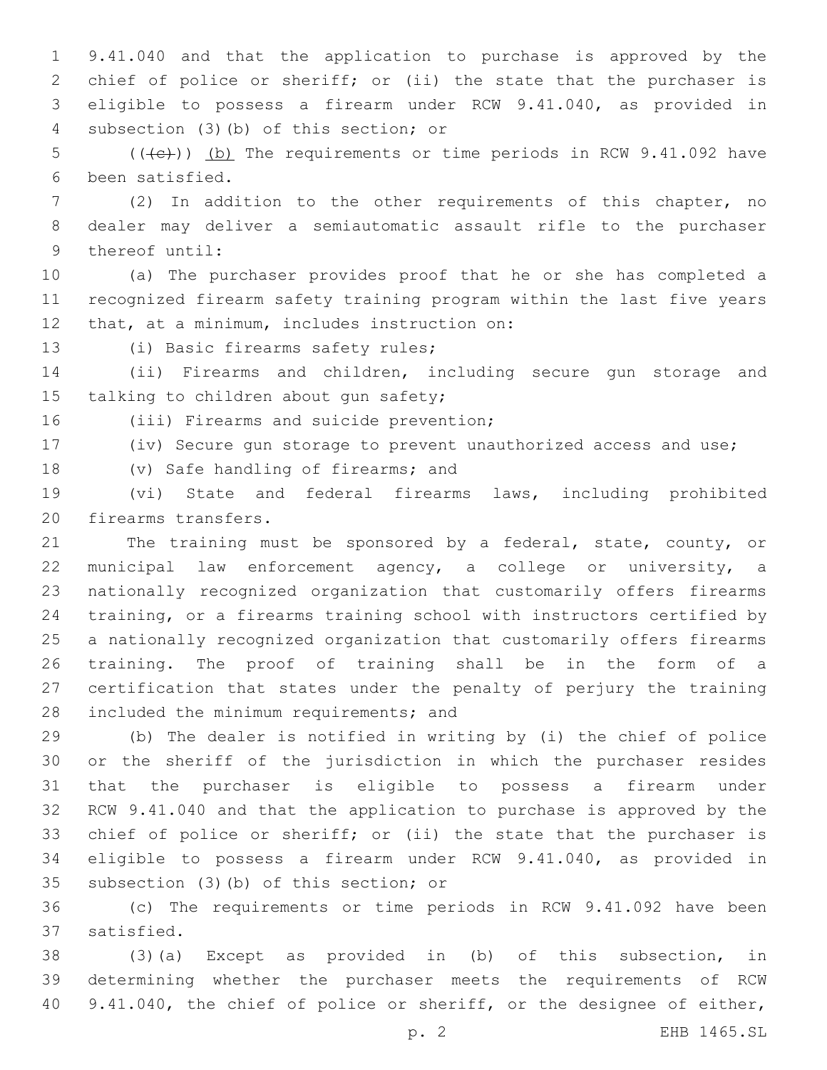9.41.040 and that the application to purchase is approved by the chief of police or sheriff; or (ii) the state that the purchaser is eligible to possess a firearm under RCW 9.41.040, as provided in subsection (3)(b) of this section; or

((~~(c)~~)) (b) The requirements or time periods in RCW 9.41.092 have been satisfied.

(2) In addition to the other requirements of this chapter, no dealer may deliver a semiautomatic assault rifle to the purchaser thereof until:

(a) The purchaser provides proof that he or she has completed a recognized firearm safety training program within the last five years that, at a minimum, includes instruction on:

(i) Basic firearms safety rules;

(ii) Firearms and children, including secure gun storage and talking to children about gun safety;

(iii) Firearms and suicide prevention;

(iv) Secure gun storage to prevent unauthorized access and use;

(v) Safe handling of firearms; and

(vi) State and federal firearms laws, including prohibited firearms transfers.

The training must be sponsored by a federal, state, county, or municipal law enforcement agency, a college or university, a nationally recognized organization that customarily offers firearms training, or a firearms training school with instructors certified by a nationally recognized organization that customarily offers firearms training. The proof of training shall be in the form of a certification that states under the penalty of perjury the training included the minimum requirements; and

(b) The dealer is notified in writing by (i) the chief of police or the sheriff of the jurisdiction in which the purchaser resides that the purchaser is eligible to possess a firearm under RCW 9.41.040 and that the application to purchase is approved by the chief of police or sheriff; or (ii) the state that the purchaser is eligible to possess a firearm under RCW 9.41.040, as provided in subsection (3)(b) of this section; or

(c) The requirements or time periods in RCW 9.41.092 have been satisfied.

(3)(a) Except as provided in (b) of this subsection, in determining whether the purchaser meets the requirements of RCW 9.41.040, the chief of police or sheriff, or the designee of either,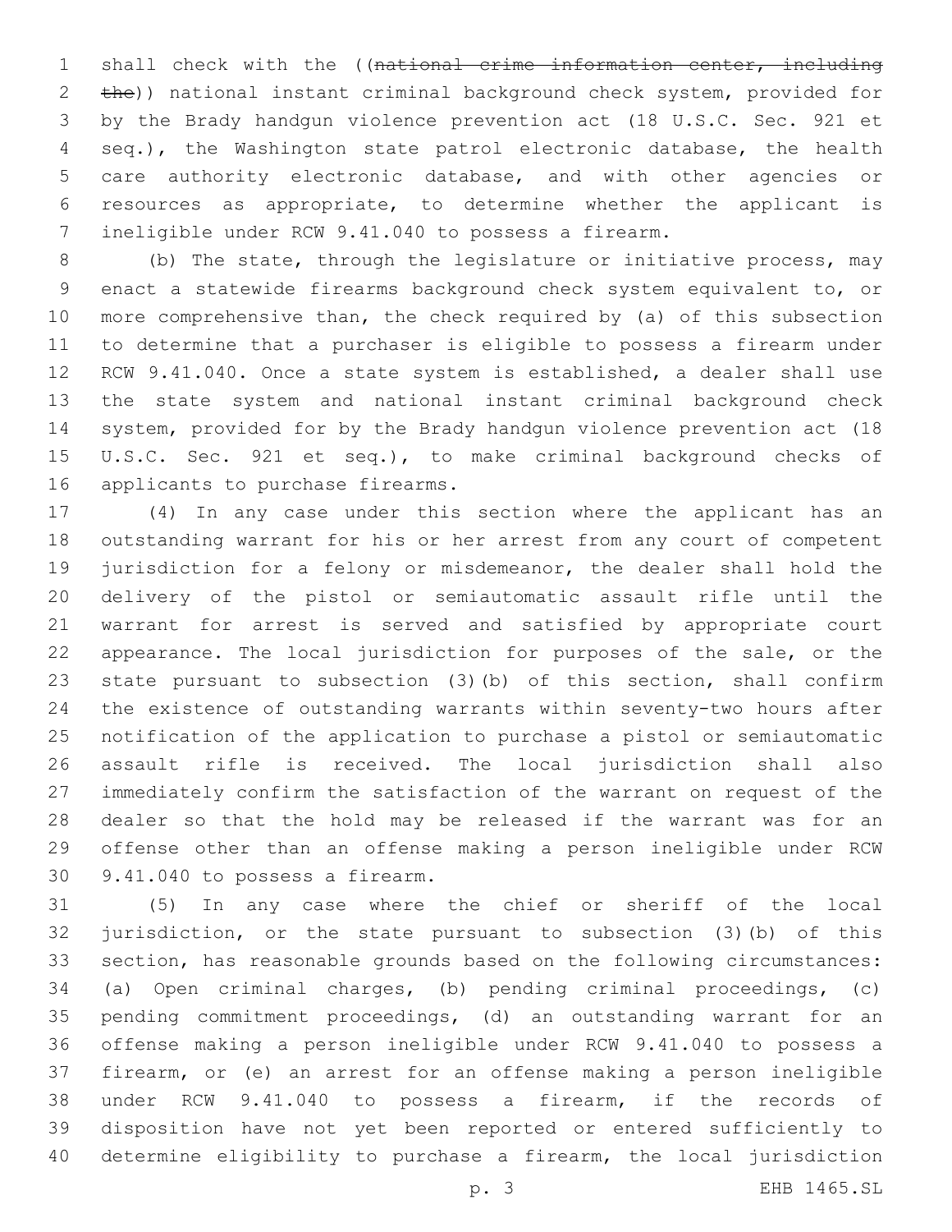shall check with the ((~~national crime information center, including the~~)) national instant criminal background check system, provided for by the Brady handgun violence prevention act (18 U.S.C. Sec. 921 et seq.), the Washington state patrol electronic database, the health care authority electronic database, and with other agencies or resources as appropriate, to determine whether the applicant is ineligible under RCW 9.41.040 to possess a firearm.

(b) The state, through the legislature or initiative process, may enact a statewide firearms background check system equivalent to, or more comprehensive than, the check required by (a) of this subsection to determine that a purchaser is eligible to possess a firearm under RCW 9.41.040. Once a state system is established, a dealer shall use the state system and national instant criminal background check system, provided for by the Brady handgun violence prevention act (18 U.S.C. Sec. 921 et seq.), to make criminal background checks of applicants to purchase firearms.

(4) In any case under this section where the applicant has an outstanding warrant for his or her arrest from any court of competent jurisdiction for a felony or misdemeanor, the dealer shall hold the delivery of the pistol or semiautomatic assault rifle until the warrant for arrest is served and satisfied by appropriate court appearance. The local jurisdiction for purposes of the sale, or the state pursuant to subsection (3)(b) of this section, shall confirm the existence of outstanding warrants within seventy-two hours after notification of the application to purchase a pistol or semiautomatic assault rifle is received. The local jurisdiction shall also immediately confirm the satisfaction of the warrant on request of the dealer so that the hold may be released if the warrant was for an offense other than an offense making a person ineligible under RCW 9.41.040 to possess a firearm.

(5) In any case where the chief or sheriff of the local jurisdiction, or the state pursuant to subsection (3)(b) of this section, has reasonable grounds based on the following circumstances: (a) Open criminal charges, (b) pending criminal proceedings, (c) pending commitment proceedings, (d) an outstanding warrant for an offense making a person ineligible under RCW 9.41.040 to possess a firearm, or (e) an arrest for an offense making a person ineligible under RCW 9.41.040 to possess a firearm, if the records of disposition have not yet been reported or entered sufficiently to determine eligibility to purchase a firearm, the local jurisdiction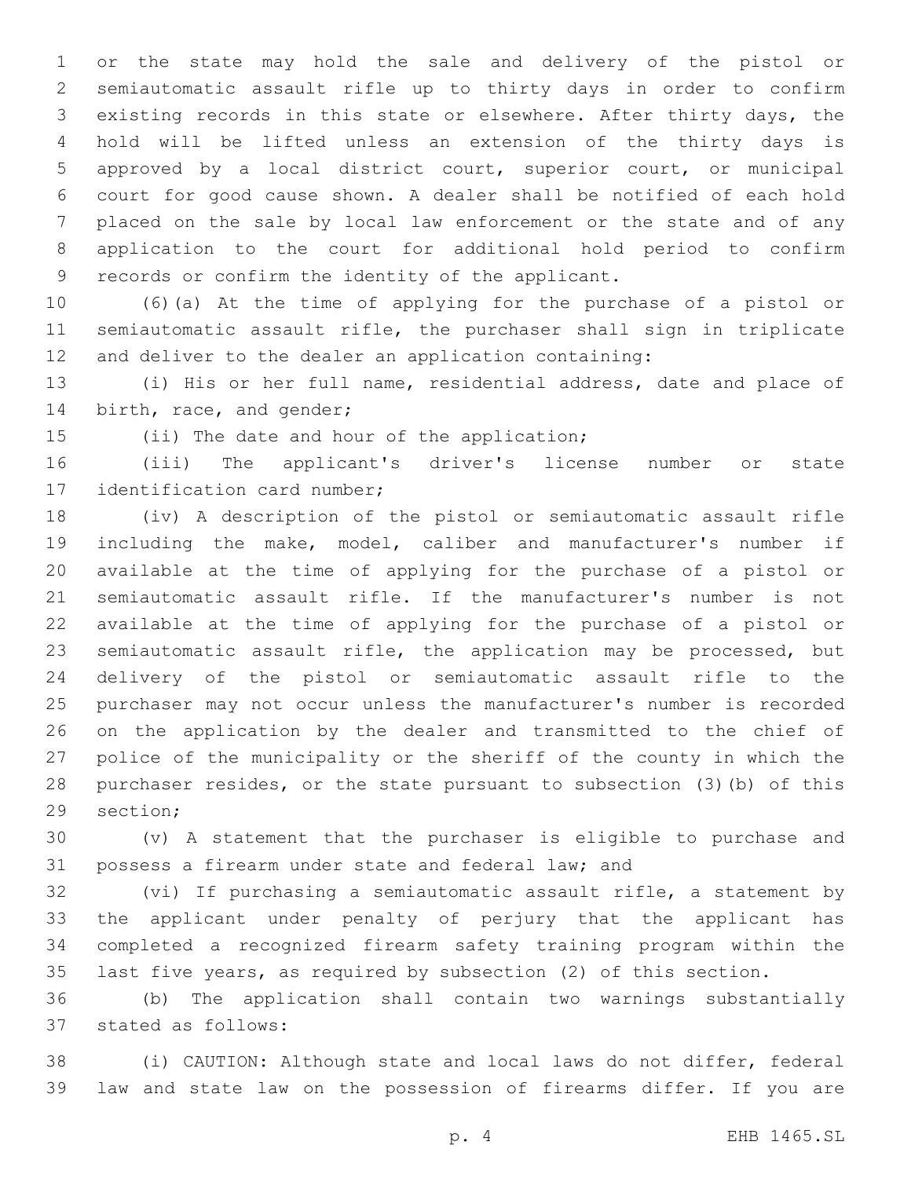or the state may hold the sale and delivery of the pistol or semiautomatic assault rifle up to thirty days in order to confirm existing records in this state or elsewhere. After thirty days, the hold will be lifted unless an extension of the thirty days is approved by a local district court, superior court, or municipal court for good cause shown. A dealer shall be notified of each hold placed on the sale by local law enforcement or the state and of any application to the court for additional hold period to confirm records or confirm the identity of the applicant.

(6)(a) At the time of applying for the purchase of a pistol or semiautomatic assault rifle, the purchaser shall sign in triplicate and deliver to the dealer an application containing:

(i) His or her full name, residential address, date and place of birth, race, and gender;

(ii) The date and hour of the application;

(iii) The applicant's driver's license number or state identification card number;

(iv) A description of the pistol or semiautomatic assault rifle including the make, model, caliber and manufacturer's number if available at the time of applying for the purchase of a pistol or semiautomatic assault rifle. If the manufacturer's number is not available at the time of applying for the purchase of a pistol or semiautomatic assault rifle, the application may be processed, but delivery of the pistol or semiautomatic assault rifle to the purchaser may not occur unless the manufacturer's number is recorded on the application by the dealer and transmitted to the chief of police of the municipality or the sheriff of the county in which the purchaser resides, or the state pursuant to subsection (3)(b) of this section;

(v) A statement that the purchaser is eligible to purchase and possess a firearm under state and federal law; and

(vi) If purchasing a semiautomatic assault rifle, a statement by the applicant under penalty of perjury that the applicant has completed a recognized firearm safety training program within the last five years, as required by subsection (2) of this section.

(b) The application shall contain two warnings substantially stated as follows:

(i) CAUTION: Although state and local laws do not differ, federal law and state law on the possession of firearms differ. If you are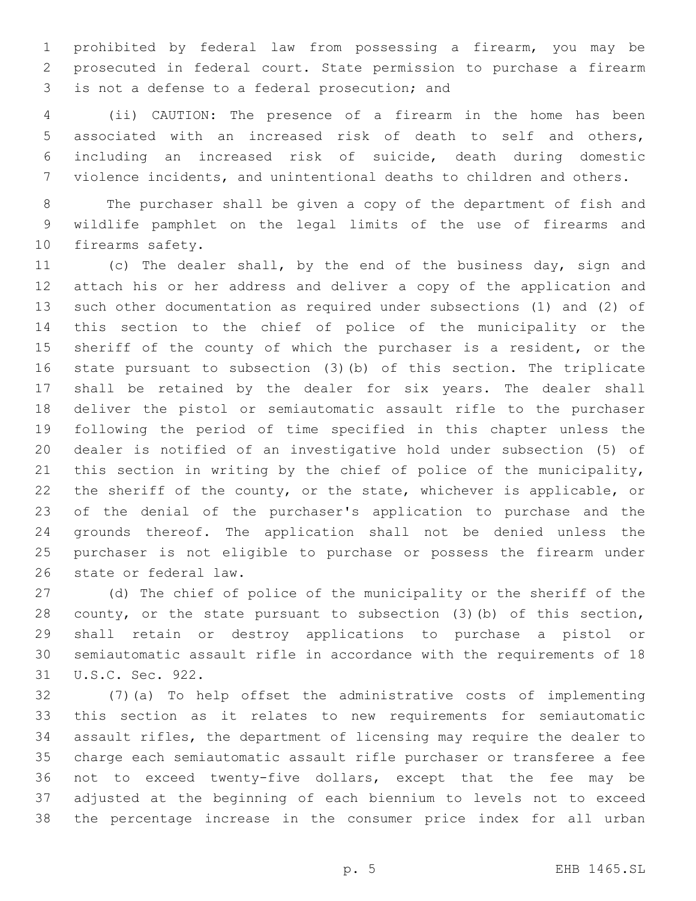prohibited by federal law from possessing a firearm, you may be prosecuted in federal court. State permission to purchase a firearm is not a defense to a federal prosecution; and

(ii) CAUTION: The presence of a firearm in the home has been associated with an increased risk of death to self and others, including an increased risk of suicide, death during domestic violence incidents, and unintentional deaths to children and others.

The purchaser shall be given a copy of the department of fish and wildlife pamphlet on the legal limits of the use of firearms and firearms safety.

(c) The dealer shall, by the end of the business day, sign and attach his or her address and deliver a copy of the application and such other documentation as required under subsections (1) and (2) of this section to the chief of police of the municipality or the sheriff of the county of which the purchaser is a resident, or the state pursuant to subsection (3)(b) of this section. The triplicate shall be retained by the dealer for six years. The dealer shall deliver the pistol or semiautomatic assault rifle to the purchaser following the period of time specified in this chapter unless the dealer is notified of an investigative hold under subsection (5) of this section in writing by the chief of police of the municipality, the sheriff of the county, or the state, whichever is applicable, or of the denial of the purchaser's application to purchase and the grounds thereof. The application shall not be denied unless the purchaser is not eligible to purchase or possess the firearm under state or federal law.

(d) The chief of police of the municipality or the sheriff of the county, or the state pursuant to subsection (3)(b) of this section, shall retain or destroy applications to purchase a pistol or semiautomatic assault rifle in accordance with the requirements of 18 U.S.C. Sec. 922.

(7)(a) To help offset the administrative costs of implementing this section as it relates to new requirements for semiautomatic assault rifles, the department of licensing may require the dealer to charge each semiautomatic assault rifle purchaser or transferee a fee not to exceed twenty-five dollars, except that the fee may be adjusted at the beginning of each biennium to levels not to exceed the percentage increase in the consumer price index for all urban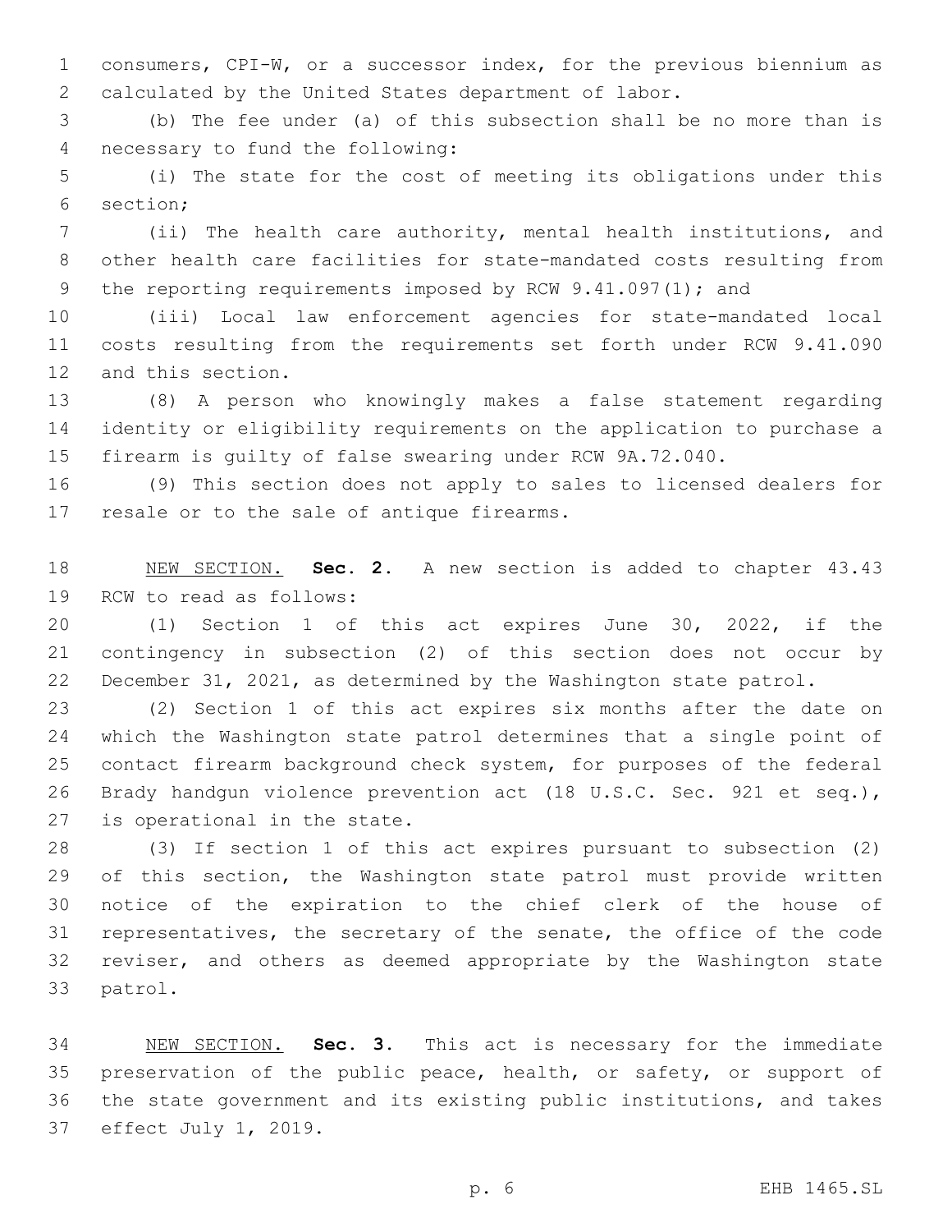consumers, CPI-W, or a successor index, for the previous biennium as calculated by the United States department of labor.

(b) The fee under (a) of this subsection shall be no more than is necessary to fund the following:

(i) The state for the cost of meeting its obligations under this section;

(ii) The health care authority, mental health institutions, and other health care facilities for state-mandated costs resulting from the reporting requirements imposed by RCW 9.41.097(1); and

(iii) Local law enforcement agencies for state-mandated local costs resulting from the requirements set forth under RCW 9.41.090 and this section.

(8) A person who knowingly makes a false statement regarding identity or eligibility requirements on the application to purchase a firearm is guilty of false swearing under RCW 9A.72.040.

(9) This section does not apply to sales to licensed dealers for resale or to the sale of antique firearms.

NEW SECTION. **Sec. 2.** A new section is added to chapter 43.43 RCW to read as follows:

(1) Section 1 of this act expires June 30, 2022, if the contingency in subsection (2) of this section does not occur by December 31, 2021, as determined by the Washington state patrol.

(2) Section 1 of this act expires six months after the date on which the Washington state patrol determines that a single point of contact firearm background check system, for purposes of the federal Brady handgun violence prevention act (18 U.S.C. Sec. 921 et seq.), is operational in the state.

(3) If section 1 of this act expires pursuant to subsection (2) of this section, the Washington state patrol must provide written notice of the expiration to the chief clerk of the house of representatives, the secretary of the senate, the office of the code reviser, and others as deemed appropriate by the Washington state patrol.

NEW SECTION. **Sec. 3.** This act is necessary for the immediate preservation of the public peace, health, or safety, or support of the state government and its existing public institutions, and takes effect July 1, 2019.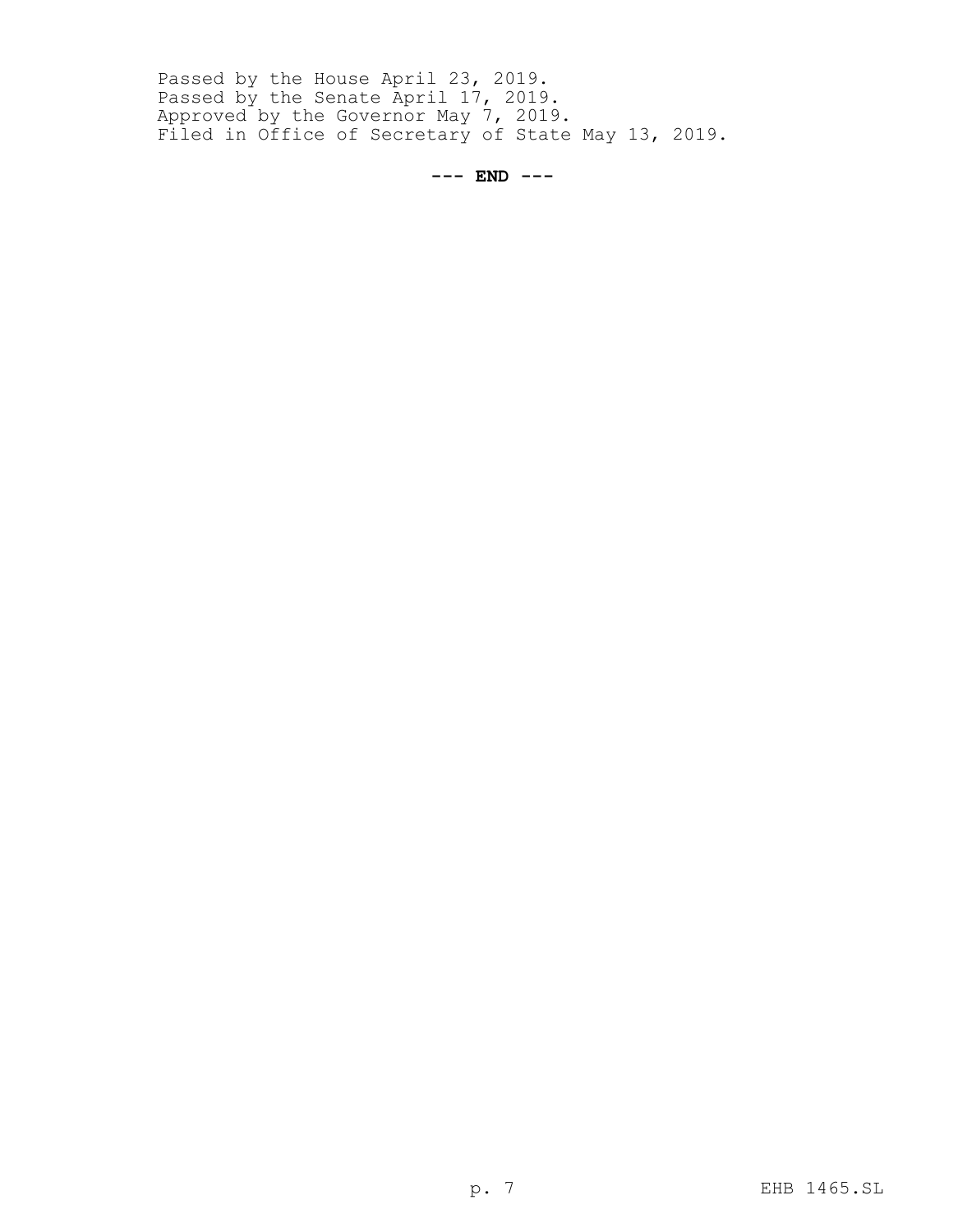Passed by the House April 23, 2019.
Passed by the Senate April 17, 2019.
Approved by the Governor May 7, 2019.
Filed in Office of Secretary of State May 13, 2019.

**--- END ---**